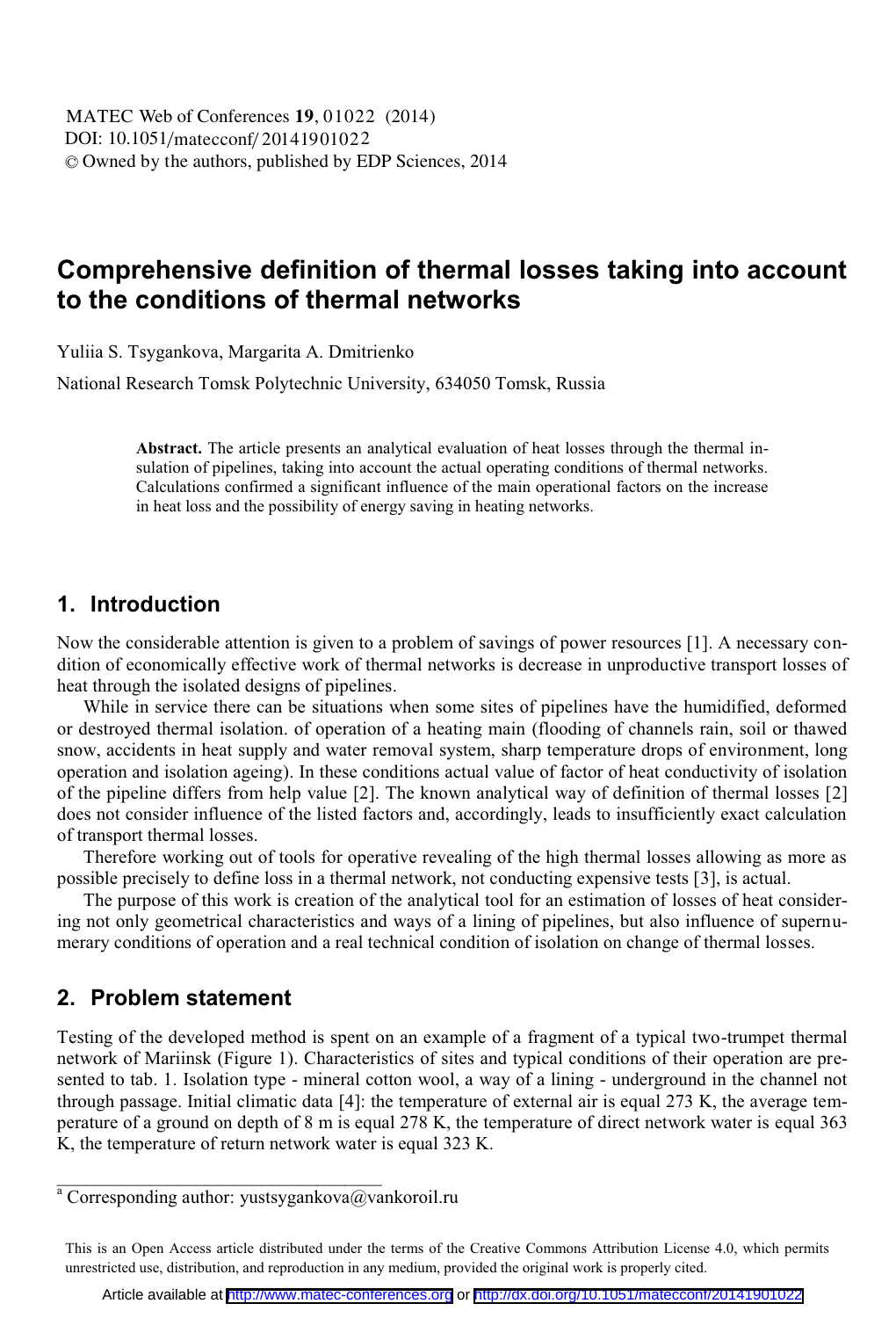# Comprehensive definition of thermal losses taking into account to the conditions of thermal networks

Yuliia S. Tsygankova, Margarita A. Dmitrienko

National Research Tomsk Polytechnic University, 634050 Tomsk, Russia

**Abstract.** The article presents an analytical evaluation of heat losses through the thermal insulation of pipelines, taking into account the actual operating conditions of thermal networks. Calculations confirmed a significant influence of the main operational factors on the increase in heat loss and the possibility of energy saving in heating networks.

## 1. Introduction

Now the considerable attention is given to a problem of savings of power resources [1]. A necessary condition of economically effective work of thermal networks is decrease in unproductive transport losses of heat through the isolated designs of pipelines.

While in service there can be situations when some sites of pipelines have the humidified, deformed or destroyed thermal isolation. of operation of a heating main (flooding of channels rain, soil or thawed snow, accidents in heat supply and water removal system, sharp temperature drops of environment, long operation and isolation ageing). In these conditions actual value of factor of heat conductivity of isolation of the pipeline differs from help value [2]. The known analytical way of definition of thermal losses [2] does not consider influence of the listed factors and, accordingly, leads to insufficiently exact calculation of transport thermal losses.

Therefore working out of tools for operative revealing of the high thermal losses allowing as more as possible precisely to define loss in a thermal network, not conducting expensive tests [3], is actual.

The purpose of this work is creation of the analytical tool for an estimation of losses of heat considering not only geometrical characteristics and ways of a lining of pipelines, but also influence of supernumerary conditions of operation and a real technical condition of isolation on change of thermal losses.

## 2. Problem statement

Testing of the developed method is spent on an example of a fragment of a typical two-trumpet thermal network of Mariinsk (Figure 1). Characteristics of sites and typical conditions of their operation are presented to tab. 1. Isolation type - mineral cotton wool, a way of a lining - underground in the channel not through passage. Initial climatic data [4]: the temperature of external air is equal 273 K, the average temperature of a ground on depth of 8 m is equal 278 K, the temperature of direct network water is equal 363 K, the temperature of return network water is equal 323 K.

---

[a] Corresponding author: yustsygankova@vankoroil.ru

This is an Open Access article distributed under the terms of the Creative Commons Attribution License 4.0, which permits unrestricted use, distribution, and reproduction in any medium, provided the original work is properly cited.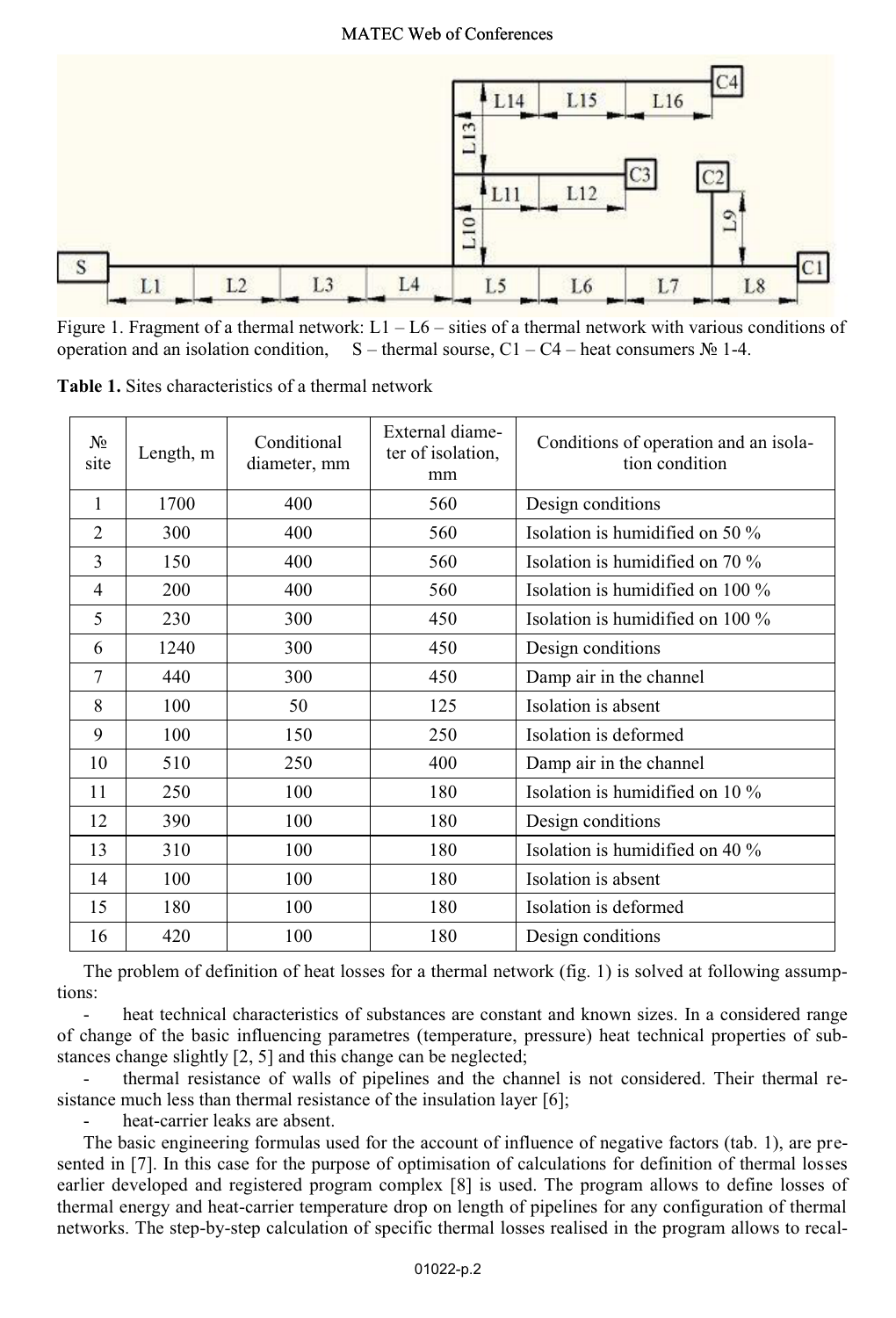Figure 1. Fragment of a thermal network: L1 – L6 – sities of a thermal network with various conditions of operation and an isolation condition, S – thermal sourse, C1 – C4 – heat consumers № 1-4.

**Table 1.** Sites characteristics of a thermal network

| № site | Length, m | Conditional diameter, mm | External diameter of isolation, mm | Conditions of operation and an isolation condition |
|---|---|---|---|---|
| 1 | 1700 | 400 | 560 | Design conditions |
| 2 | 300 | 400 | 560 | Isolation is humidified on 50 % |
| 3 | 150 | 400 | 560 | Isolation is humidified on 70 % |
| 4 | 200 | 400 | 560 | Isolation is humidified on 100 % |
| 5 | 230 | 300 | 450 | Isolation is humidified on 100 % |
| 6 | 1240 | 300 | 450 | Design conditions |
| 7 | 440 | 300 | 450 | Damp air in the channel |
| 8 | 100 | 50 | 125 | Isolation is absent |
| 9 | 100 | 150 | 250 | Isolation is deformed |
| 10 | 510 | 250 | 400 | Damp air in the channel |
| 11 | 250 | 100 | 180 | Isolation is humidified on 10 % |
| 12 | 390 | 100 | 180 | Design conditions |
| 13 | 310 | 100 | 180 | Isolation is humidified on 40 % |
| 14 | 100 | 100 | 180 | Isolation is absent |
| 15 | 180 | 100 | 180 | Isolation is deformed |
| 16 | 420 | 100 | 180 | Design conditions |

The problem of definition of heat losses for a thermal network (fig. 1) is solved at following assumptions:

- heat technical characteristics of substances are constant and known sizes. In a considered range of change of the basic influencing parametres (temperature, pressure) heat technical properties of substances change slightly [2, 5] and this change can be neglected;
- thermal resistance of walls of pipelines and the channel is not considered. Their thermal resistance much less than thermal resistance of the insulation layer [6];
- heat-carrier leaks are absent.

The basic engineering formulas used for the account of influence of negative factors (tab. 1), are presented in [7]. In this case for the purpose of optimisation of calculations for definition of thermal losses earlier developed and registered program complex [8] is used. The program allows to define losses of thermal energy and heat-carrier temperature drop on length of pipelines for any configuration of thermal networks. The step-by-step calculation of specific thermal losses realised in the program allows to recal-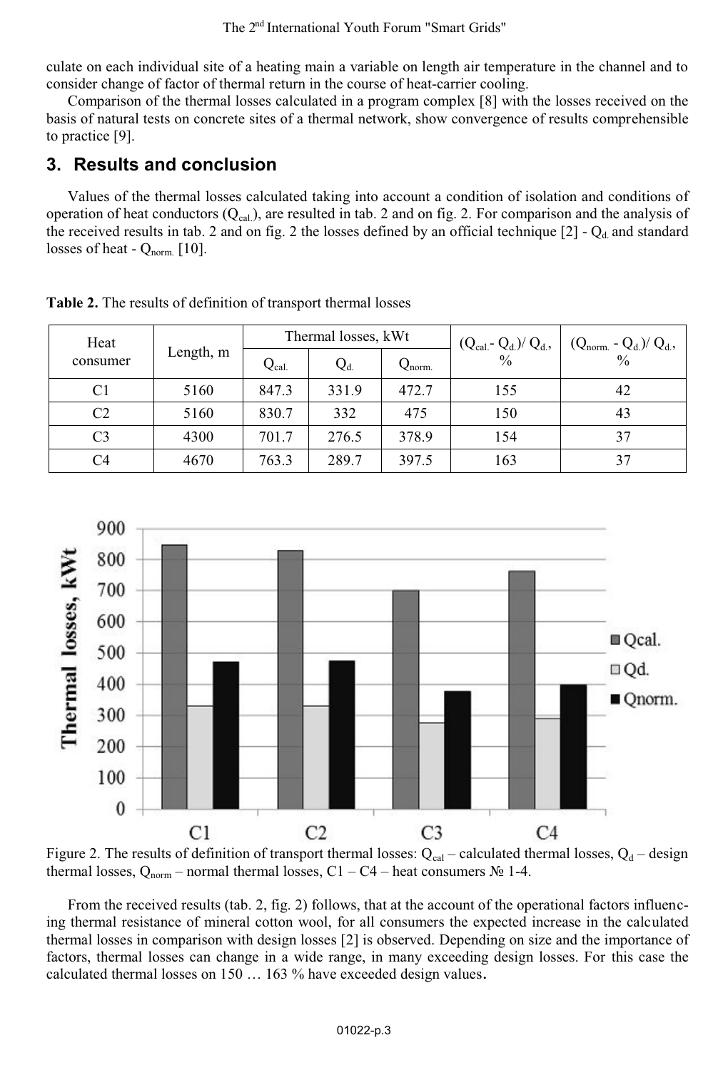culate on each individual site of a heating main a variable on length air temperature in the channel and to consider change of factor of thermal return in the course of heat-carrier cooling.

Comparison of the thermal losses calculated in a program complex [8] with the losses received on the basis of natural tests on concrete sites of a thermal network, show convergence of results comprehensible to practice [9].

## 3. Results and conclusion

Values of the thermal losses calculated taking into account a condition of isolation and conditions of operation of heat conductors ($Q_{cal.}$), are resulted in tab. 2 and on fig. 2. For comparison and the analysis of the received results in tab. 2 and on fig. 2 the losses defined by an official technique [2] - $Q_{d.}$ and standard losses of heat - $Q_{norm.}$ [10].

**Table 2.** The results of definition of transport thermal losses

| Heat consumer | Length, m | Thermal losses, kWt | | | $(Q_{cal.} - Q_{d.})/ Q_{d.}$, % | $(Q_{norm.} - Q_{d.})/ Q_{d.}$, % |
|---|---|---|---|---|---|---|
| | | $Q_{cal.}$ | $Q_{d.}$ | $Q_{norm.}$ | | |
| C1 | 5160 | 847.3 | 331.9 | 472.7 | 155 | 42 |
| C2 | 5160 | 830.7 | 332 | 475 | 150 | 43 |
| C3 | 4300 | 701.7 | 276.5 | 378.9 | 154 | 37 |
| C4 | 4670 | 763.3 | 289.7 | 397.5 | 163 | 37 |

Figure 2. The results of definition of transport thermal losses: $Q_{cal}$ – calculated thermal losses, $Q_d$ – design thermal losses, $Q_{norm}$ – normal thermal losses, C1 – C4 – heat consumers № 1-4.

From the received results (tab. 2, fig. 2) follows, that at the account of the operational factors influencing thermal resistance of mineral cotton wool, for all consumers the expected increase in the calculated thermal losses in comparison with design losses [2] is observed. Depending on size and the importance of factors, thermal losses can change in a wide range, in many exceeding design losses. For this case the calculated thermal losses on 150 … 163 % have exceeded design values.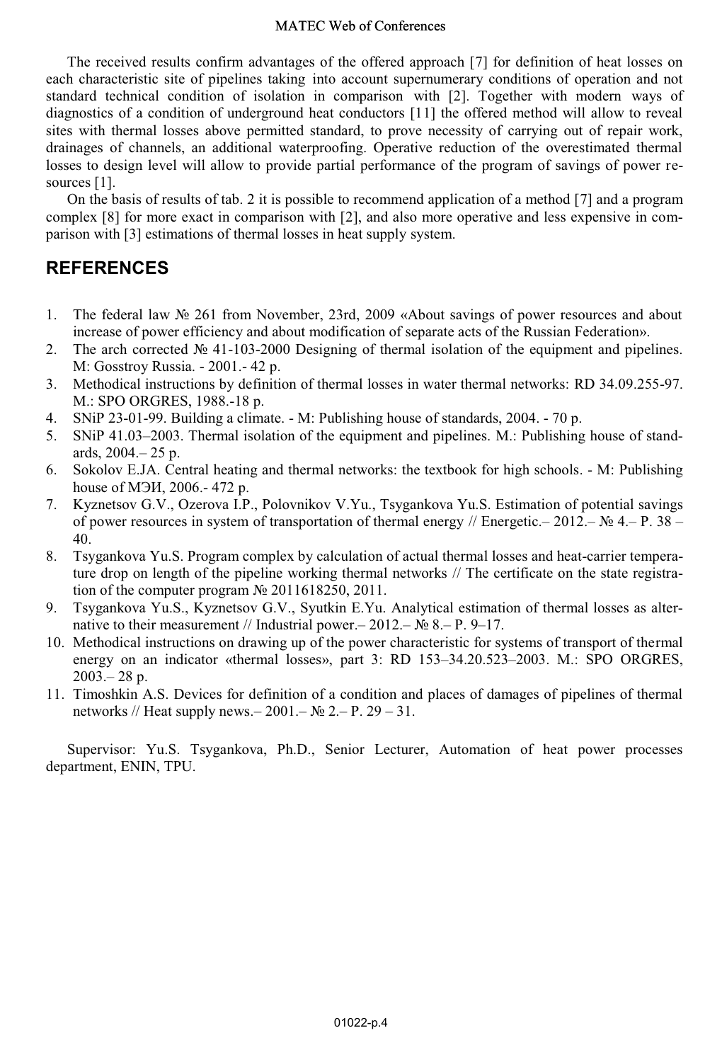The received results confirm advantages of the offered approach [7] for definition of heat losses on each characteristic site of pipelines taking into account supernumerary conditions of operation and not standard technical condition of isolation in comparison with [2]. Together with modern ways of diagnostics of a condition of underground heat conductors [11] the offered method will allow to reveal sites with thermal losses above permitted standard, to prove necessity of carrying out of repair work, drainages of channels, an additional waterproofing. Operative reduction of the overestimated thermal losses to design level will allow to provide partial performance of the program of savings of power resources [1].

On the basis of results of tab. 2 it is possible to recommend application of a method [7] and a program complex [8] for more exact in comparison with [2], and also more operative and less expensive in comparison with [3] estimations of thermal losses in heat supply system.

## REFERENCES

1. The federal law № 261 from November, 23rd, 2009 «About savings of power resources and about increase of power efficiency and about modification of separate acts of the Russian Federation».
2. The arch corrected № 41-103-2000 Designing of thermal isolation of the equipment and pipelines. M: Gosstroy Russia. - 2001.- 42 p.
3. Methodical instructions by definition of thermal losses in water thermal networks: RD 34.09.255-97. M.: SPO ORGRES, 1988.-18 p.
4. SNiP 23-01-99. Building a climate. - M: Publishing house of standards, 2004. - 70 p.
5. SNiP 41.03–2003. Thermal isolation of the equipment and pipelines. M.: Publishing house of standards, 2004.– 25 p.
6. Sokolov E.JA. Central heating and thermal networks: the textbook for high schools. - M: Publishing house of МЭИ, 2006.- 472 p.
7. Kyznetsov G.V., Ozerova I.P., Polovnikov V.Yu., Tsygankova Yu.S. Estimation of potential savings of power resources in system of transportation of thermal energy // Energetic.– 2012.– № 4.– P. 38 – 40.
8. Tsygankova Yu.S. Program complex by calculation of actual thermal losses and heat-carrier temperature drop on length of the pipeline working thermal networks // The certificate on the state registration of the computer program № 2011618250, 2011.
9. Tsygankova Yu.S., Kyznetsov G.V., Syutkin E.Yu. Analytical estimation of thermal losses as alternative to their measurement // Industrial power.– 2012.– № 8.– P. 9–17.
10. Methodical instructions on drawing up of the power characteristic for systems of transport of thermal energy on an indicator «thermal losses», part 3: RD 153–34.20.523–2003. M.: SPO ORGRES, 2003.– 28 p.
11. Timoshkin A.S. Devices for definition of a condition and places of damages of pipelines of thermal networks // Heat supply news.– 2001.– № 2.– P. 29 – 31.

Supervisor: Yu.S. Tsygankova, Ph.D., Senior Lecturer, Automation of heat power processes department, ENIN, TPU.